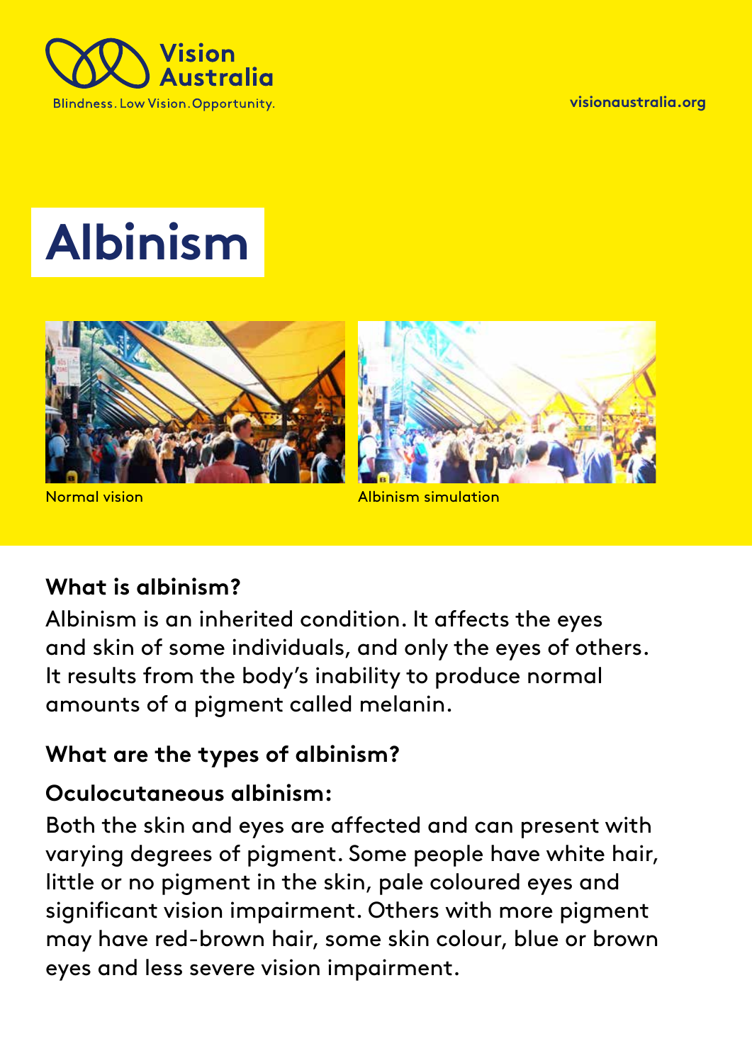Vision Australia

Blindness. Low Vision. Opportunity.

visionaustralia.org

# Albinism

Normal vision

Albinism simulation

## What is albinism?

Albinism is an inherited condition. It affects the eyes and skin of some individuals, and only the eyes of others. It results from the body's inability to produce normal amounts of a pigment called melanin.

## What are the types of albinism?

### Oculocutaneous albinism:

Both the skin and eyes are affected and can present with varying degrees of pigment. Some people have white hair, little or no pigment in the skin, pale coloured eyes and significant vision impairment. Others with more pigment may have red-brown hair, some skin colour, blue or brown eyes and less severe vision impairment.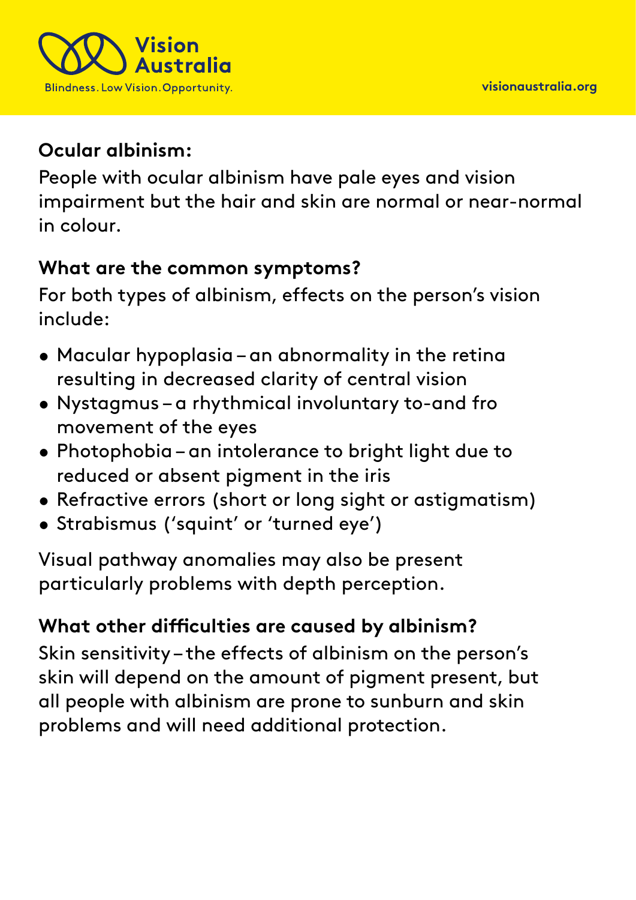**Ocular albinism:**

People with ocular albinism have pale eyes and vision impairment but the hair and skin are normal or near-normal in colour.

**What are the common symptoms?**

For both types of albinism, effects on the person's vision include:

- Macular hypoplasia – an abnormality in the retina resulting in decreased clarity of central vision
- Nystagmus – a rhythmical involuntary to-and fro movement of the eyes
- Photophobia – an intolerance to bright light due to reduced or absent pigment in the iris
- Refractive errors (short or long sight or astigmatism)
- Strabismus ('squint' or 'turned eye')

Visual pathway anomalies may also be present particularly problems with depth perception.

**What other difficulties are caused by albinism?**

Skin sensitivity – the effects of albinism on the person's skin will depend on the amount of pigment present, but all people with albinism are prone to sunburn and skin problems and will need additional protection.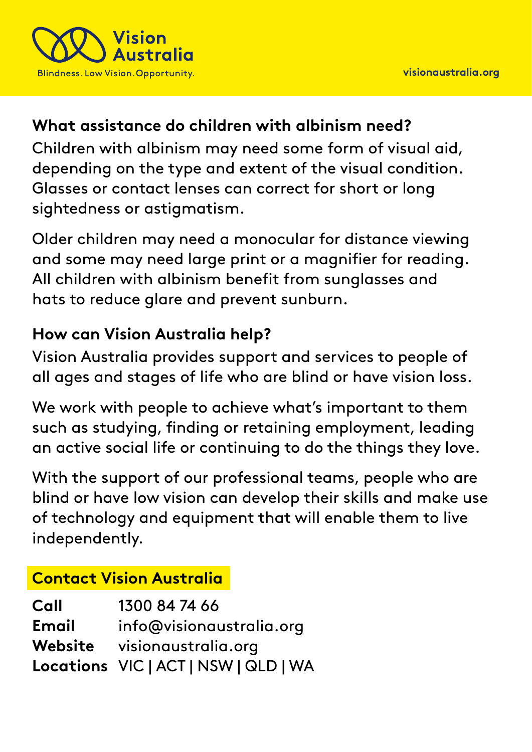## What assistance do children with albinism need?

Children with albinism may need some form of visual aid, depending on the type and extent of the visual condition. Glasses or contact lenses can correct for short or long sightedness or astigmatism.

Older children may need a monocular for distance viewing and some may need large print or a magnifier for reading. All children with albinism benefit from sunglasses and hats to reduce glare and prevent sunburn.

## How can Vision Australia help?

Vision Australia provides support and services to people of all ages and stages of life who are blind or have vision loss.

We work with people to achieve what's important to them such as studying, finding or retaining employment, leading an active social life or continuing to do the things they love.

With the support of our professional teams, people who are blind or have low vision can develop their skills and make use of technology and equipment that will enable them to live independently.

## Contact Vision Australia

**Call** 1300 84 74 66
**Email** info@visionaustralia.org
**Website** visionaustralia.org
**Locations** VIC | ACT | NSW | QLD | WA